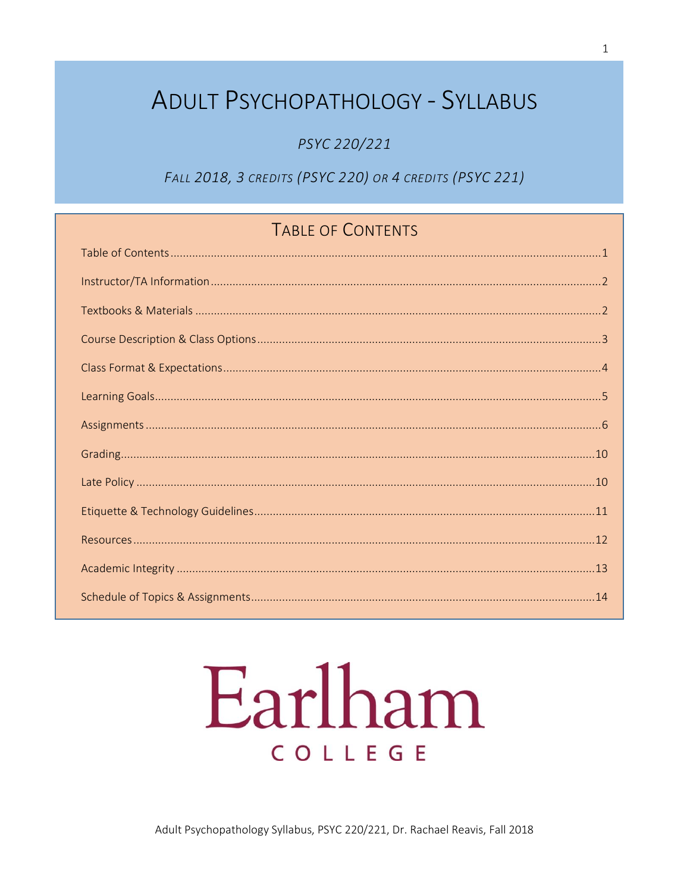# Adult Psychopathology - Syllabus

*PSYC 220/221*

*Fall 2018, 3 credits (PSYC 220) or 4 credits (PSYC 221)*

## Table of Contents

| Section | Page |
|---|---|
| Table of Contents | 1 |
| Instructor/TA Information | 2 |
| Textbooks & Materials | 2 |
| Course Description & Class Options | 3 |
| Class Format & Expectations | 4 |
| Learning Goals | 5 |
| Assignments | 6 |
| Grading | 10 |
| Late Policy | 10 |
| Etiquette & Technology Guidelines | 11 |
| Resources | 12 |
| Academic Integrity | 13 |
| Schedule of Topics & Assignments | 14 |

Earlham

COLLEGE

Adult Psychopathology Syllabus, PSYC 220/221, Dr. Rachael Reavis, Fall 2018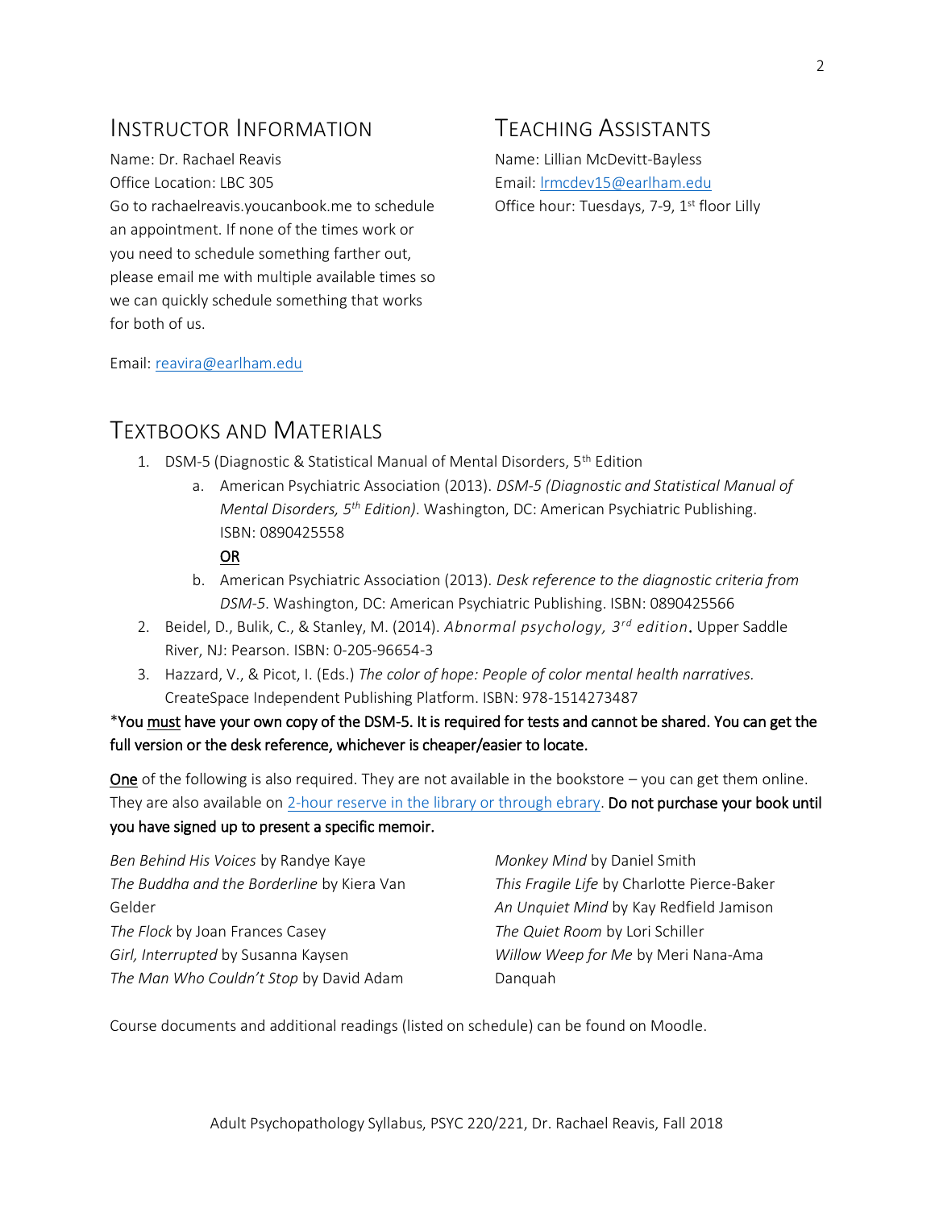## Instructor Information

Name: Dr. Rachael Reavis
Office Location: LBC 305
Go to rachaelreavis.youcanbook.me to schedule an appointment. If none of the times work or you need to schedule something farther out, please email me with multiple available times so we can quickly schedule something that works for both of us.

Email: reavira@earlham.edu

## Teaching Assistants

Name: Lillian McDevitt-Bayless
Email: lrmcdev15@earlham.edu
Office hour: Tuesdays, 7-9, 1st floor Lilly

## Textbooks and Materials

1. DSM-5 (Diagnostic & Statistical Manual of Mental Disorders, 5th Edition
   a. American Psychiatric Association (2013). *DSM-5 (Diagnostic and Statistical Manual of Mental Disorders, 5th Edition)*. Washington, DC: American Psychiatric Publishing. ISBN: 0890425558

      OR
   b. American Psychiatric Association (2013). *Desk reference to the diagnostic criteria from DSM-5*. Washington, DC: American Psychiatric Publishing. ISBN: 0890425566
2. Beidel, D., Bulik, C., & Stanley, M. (2014). *Abnormal psychology, 3rd edition*. Upper Saddle River, NJ: Pearson. ISBN: 0-205-96654-3
3. Hazzard, V., & Picot, I. (Eds.) *The color of hope: People of color mental health narratives.* CreateSpace Independent Publishing Platform. ISBN: 978-1514273487

***You must have your own copy of the DSM-5. It is required for tests and cannot be shared. You can get the full version or the desk reference, whichever is cheaper/easier to locate.**

One of the following is also required. They are not available in the bookstore – you can get them online. They are also available on 2-hour reserve in the library or through ebrary. **Do not purchase your book until you have signed up to present a specific memoir.**

*Ben Behind His Voices* by Randye Kaye
*The Buddha and the Borderline* by Kiera Van Gelder
*The Flock* by Joan Frances Casey
*Girl, Interrupted* by Susanna Kaysen
*The Man Who Couldn't Stop* by David Adam
*Monkey Mind* by Daniel Smith
*This Fragile Life* by Charlotte Pierce-Baker
*An Unquiet Mind* by Kay Redfield Jamison
*The Quiet Room* by Lori Schiller
*Willow Weep for Me* by Meri Nana-Ama Danquah

Course documents and additional readings (listed on schedule) can be found on Moodle.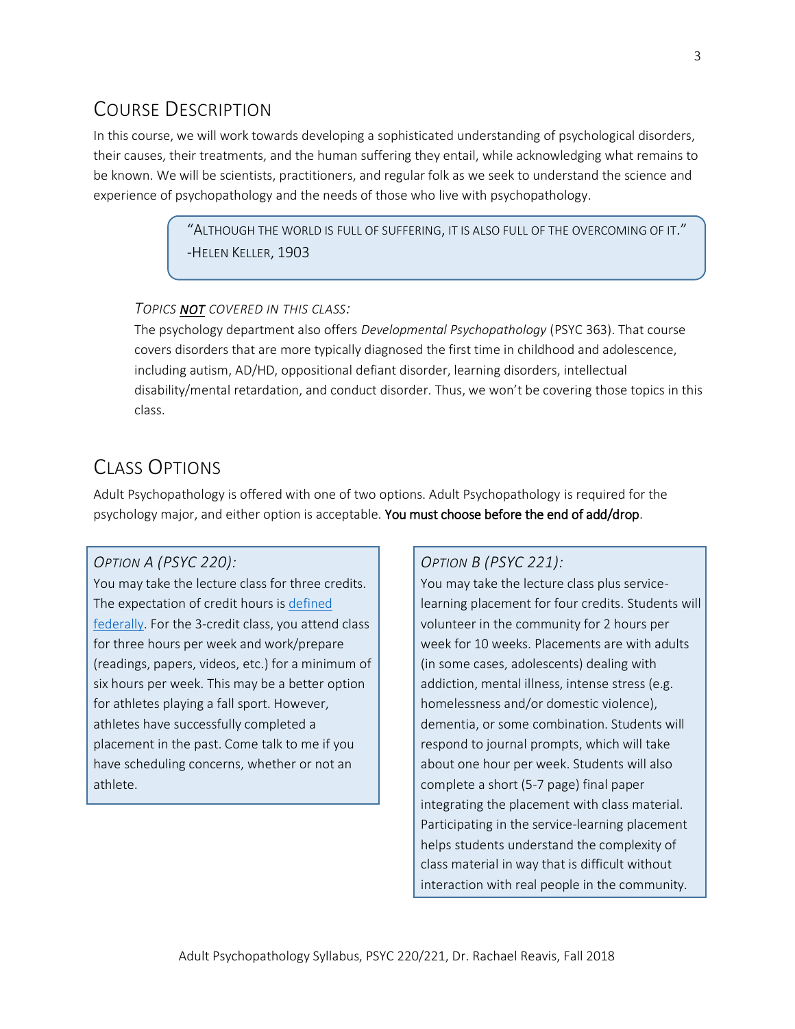## Course Description

In this course, we will work towards developing a sophisticated understanding of psychological disorders, their causes, their treatments, and the human suffering they entail, while acknowledging what remains to be known. We will be scientists, practitioners, and regular folk as we seek to understand the science and experience of psychopathology and the needs of those who live with psychopathology.

> "Although the world is full of suffering, it is also full of the overcoming of it."
> -Helen Keller, 1903

### *Topics **NOT** covered in this class:*

The psychology department also offers *Developmental Psychopathology* (PSYC 363). That course covers disorders that are more typically diagnosed the first time in childhood and adolescence, including autism, AD/HD, oppositional defiant disorder, learning disorders, intellectual disability/mental retardation, and conduct disorder. Thus, we won't be covering those topics in this class.

## Class Options

Adult Psychopathology is offered with one of two options. Adult Psychopathology is required for the psychology major, and either option is acceptable. **You must choose before the end of add/drop**.

### *Option A (PSYC 220):*

You may take the lecture class for three credits. The expectation of credit hours is [defined federally](). For the 3-credit class, you attend class for three hours per week and work/prepare (readings, papers, videos, etc.) for a minimum of six hours per week. This may be a better option for athletes playing a fall sport. However, athletes have successfully completed a placement in the past. Come talk to me if you have scheduling concerns, whether or not an athlete.

### *Option B (PSYC 221):*

You may take the lecture class plus service-learning placement for four credits. Students will volunteer in the community for 2 hours per week for 10 weeks. Placements are with adults (in some cases, adolescents) dealing with addiction, mental illness, intense stress (e.g. homelessness and/or domestic violence), dementia, or some combination. Students will respond to journal prompts, which will take about one hour per week. Students will also complete a short (5-7 page) final paper integrating the placement with class material. Participating in the service-learning placement helps students understand the complexity of class material in way that is difficult without interaction with real people in the community.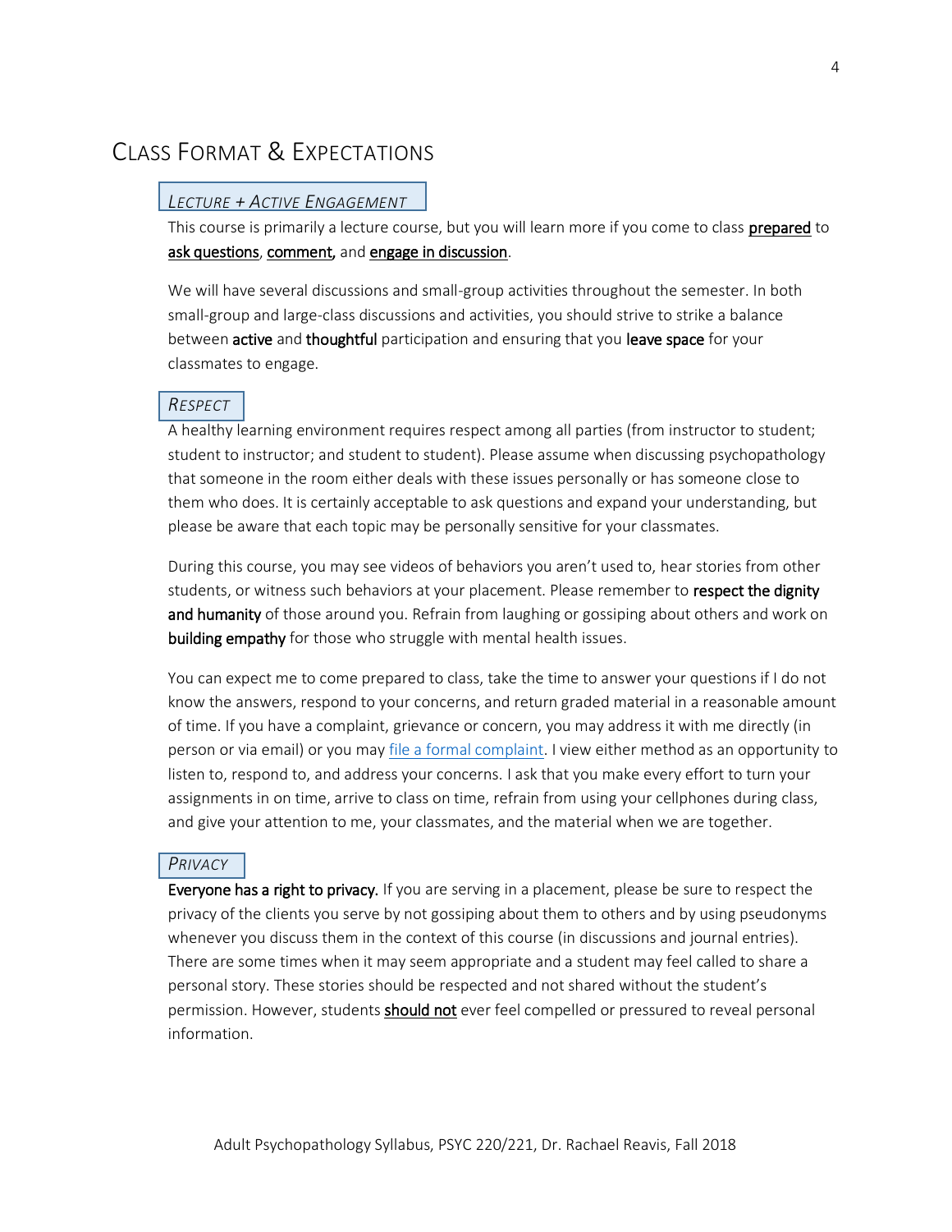# Class Format & Expectations

### *Lecture + Active Engagement*

This course is primarily a lecture course, but you will learn more if you come to class **prepared** to **ask questions**, **comment,** and **engage in discussion**.

We will have several discussions and small-group activities throughout the semester. In both small-group and large-class discussions and activities, you should strive to strike a balance between **active** and **thoughtful** participation and ensuring that you **leave space** for your classmates to engage.

### *Respect*

A healthy learning environment requires respect among all parties (from instructor to student; student to instructor; and student to student). Please assume when discussing psychopathology that someone in the room either deals with these issues personally or has someone close to them who does. It is certainly acceptable to ask questions and expand your understanding, but please be aware that each topic may be personally sensitive for your classmates.

During this course, you may see videos of behaviors you aren't used to, hear stories from other students, or witness such behaviors at your placement. Please remember to **respect the dignity and humanity** of those around you. Refrain from laughing or gossiping about others and work on **building empathy** for those who struggle with mental health issues.

You can expect me to come prepared to class, take the time to answer your questions if I do not know the answers, respond to your concerns, and return graded material in a reasonable amount of time. If you have a complaint, grievance or concern, you may address it with me directly (in person or via email) or you may file a formal complaint. I view either method as an opportunity to listen to, respond to, and address your concerns. I ask that you make every effort to turn your assignments in on time, arrive to class on time, refrain from using your cellphones during class, and give your attention to me, your classmates, and the material when we are together.

### *Privacy*

**Everyone has a right to privacy.** If you are serving in a placement, please be sure to respect the privacy of the clients you serve by not gossiping about them to others and by using pseudonyms whenever you discuss them in the context of this course (in discussions and journal entries). There are some times when it may seem appropriate and a student may feel called to share a personal story. These stories should be respected and not shared without the student's permission. However, students **should not** ever feel compelled or pressured to reveal personal information.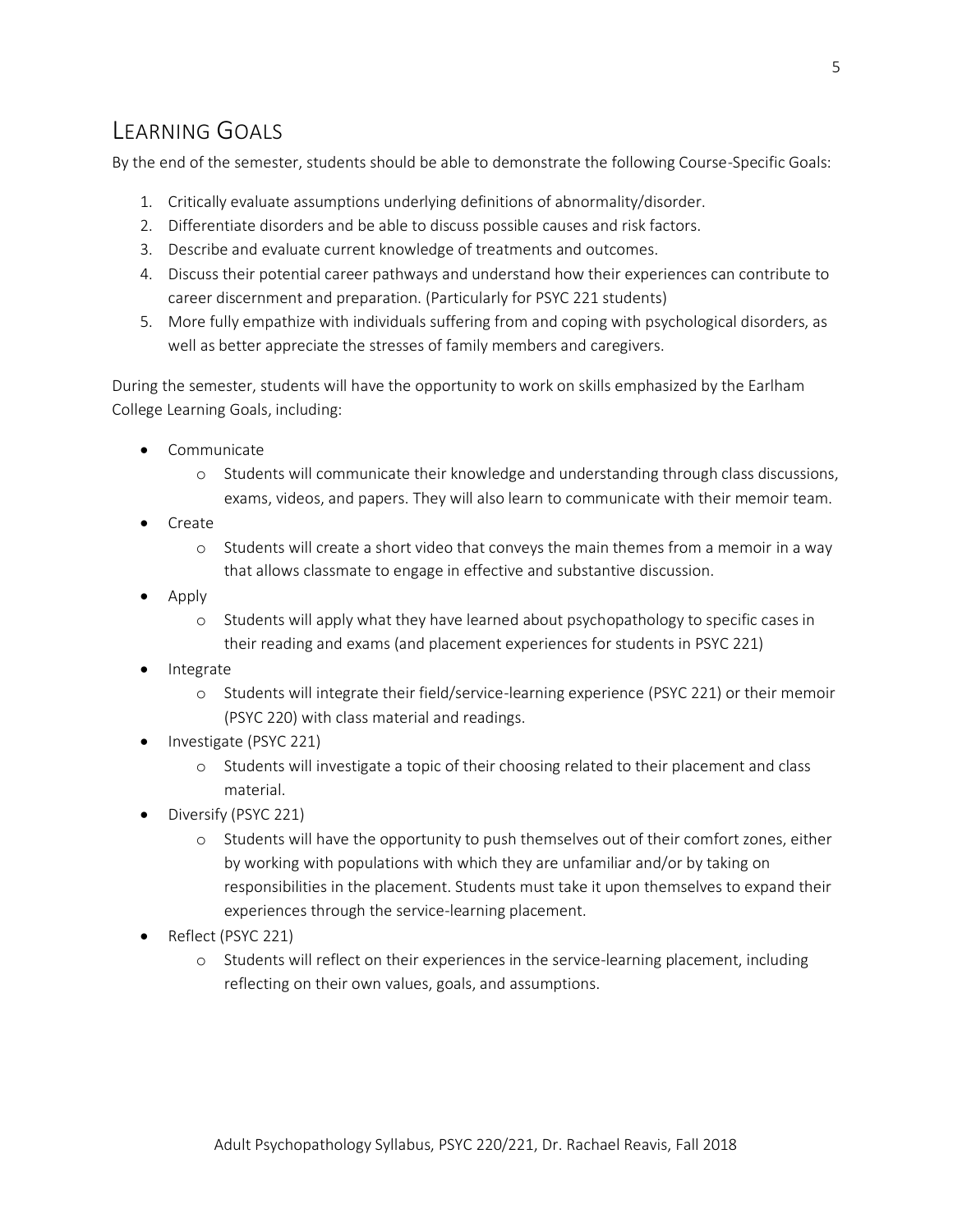## Learning Goals

By the end of the semester, students should be able to demonstrate the following Course-Specific Goals:

1. Critically evaluate assumptions underlying definitions of abnormality/disorder.
2. Differentiate disorders and be able to discuss possible causes and risk factors.
3. Describe and evaluate current knowledge of treatments and outcomes.
4. Discuss their potential career pathways and understand how their experiences can contribute to career discernment and preparation. (Particularly for PSYC 221 students)
5. More fully empathize with individuals suffering from and coping with psychological disorders, as well as better appreciate the stresses of family members and caregivers.

During the semester, students will have the opportunity to work on skills emphasized by the Earlham College Learning Goals, including:

- Communicate
  - Students will communicate their knowledge and understanding through class discussions, exams, videos, and papers. They will also learn to communicate with their memoir team.
- Create
  - Students will create a short video that conveys the main themes from a memoir in a way that allows classmate to engage in effective and substantive discussion.
- Apply
  - Students will apply what they have learned about psychopathology to specific cases in their reading and exams (and placement experiences for students in PSYC 221)
- Integrate
  - Students will integrate their field/service-learning experience (PSYC 221) or their memoir (PSYC 220) with class material and readings.
- Investigate (PSYC 221)
  - Students will investigate a topic of their choosing related to their placement and class material.
- Diversify (PSYC 221)
  - Students will have the opportunity to push themselves out of their comfort zones, either by working with populations with which they are unfamiliar and/or by taking on responsibilities in the placement. Students must take it upon themselves to expand their experiences through the service-learning placement.
- Reflect (PSYC 221)
  - Students will reflect on their experiences in the service-learning placement, including reflecting on their own values, goals, and assumptions.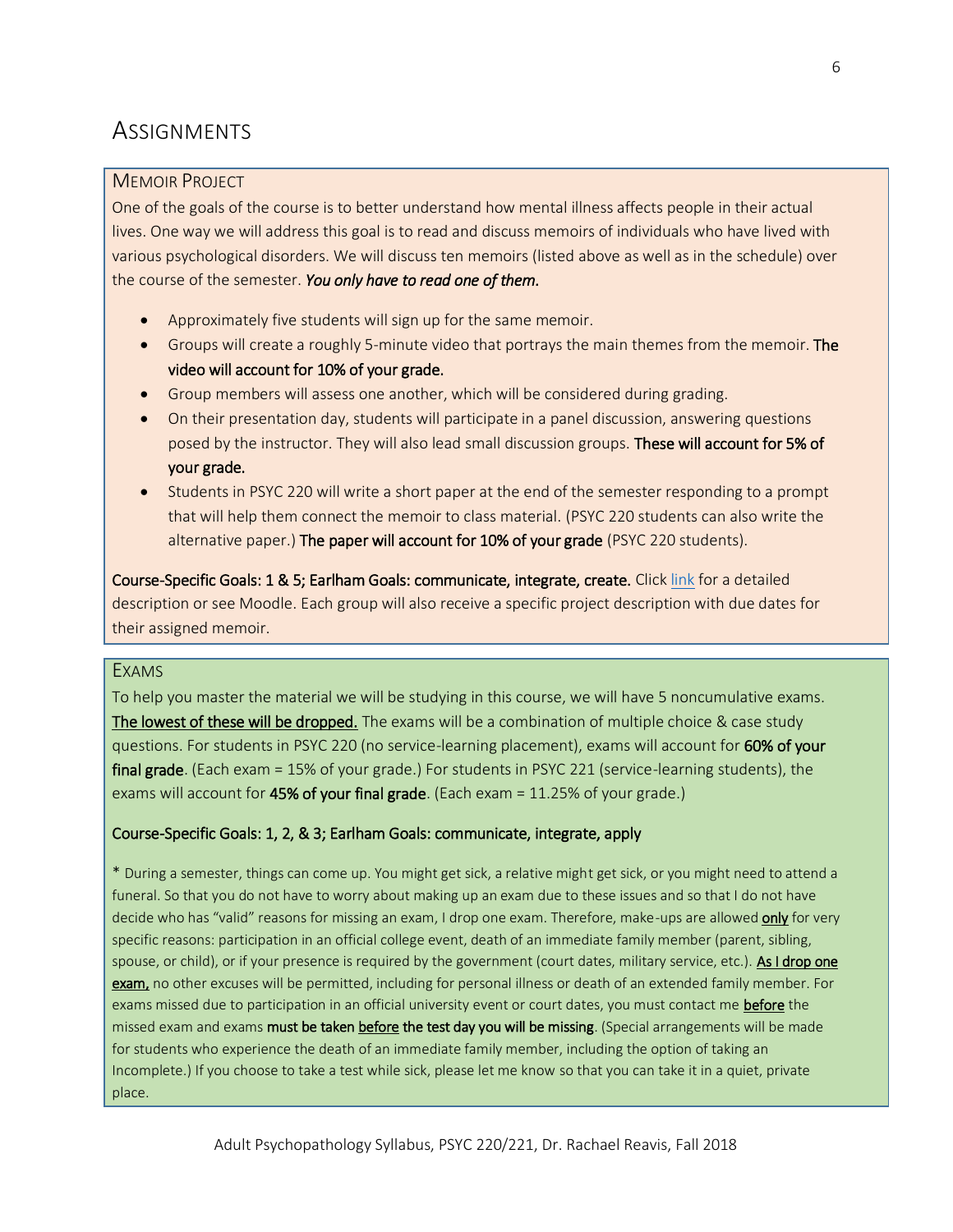# Assignments

## Memoir Project

One of the goals of the course is to better understand how mental illness affects people in their actual lives. One way we will address this goal is to read and discuss memoirs of individuals who have lived with various psychological disorders. We will discuss ten memoirs (listed above as well as in the schedule) over the course of the semester. ***You only have to read one of them.***

- Approximately five students will sign up for the same memoir.
- Groups will create a roughly 5-minute video that portrays the main themes from the memoir. **The video will account for 10% of your grade.**
- Group members will assess one another, which will be considered during grading.
- On their presentation day, students will participate in a panel discussion, answering questions posed by the instructor. They will also lead small discussion groups. **These will account for 5% of your grade.**
- Students in PSYC 220 will write a short paper at the end of the semester responding to a prompt that will help them connect the memoir to class material. (PSYC 220 students can also write the alternative paper.) **The paper will account for 10% of your grade** (PSYC 220 students).

**Course-Specific Goals: 1 & 5; Earlham Goals: communicate, integrate, create.** Click link for a detailed description or see Moodle. Each group will also receive a specific project description with due dates for their assigned memoir.

## Exams

To help you master the material we will be studying in this course, we will have 5 noncumulative exams. **The lowest of these will be dropped.** The exams will be a combination of multiple choice & case study questions. For students in PSYC 220 (no service-learning placement), exams will account for **60% of your final grade**. (Each exam = 15% of your grade.) For students in PSYC 221 (service-learning students), the exams will account for **45% of your final grade**. (Each exam = 11.25% of your grade.)

**Course-Specific Goals: 1, 2, & 3; Earlham Goals: communicate, integrate, apply**

\* During a semester, things can come up. You might get sick, a relative might get sick, or you might need to attend a funeral. So that you do not have to worry about making up an exam due to these issues and so that I do not have decide who has "valid" reasons for missing an exam, I drop one exam. Therefore, make-ups are allowed **only** for very specific reasons: participation in an official college event, death of an immediate family member (parent, sibling, spouse, or child), or if your presence is required by the government (court dates, military service, etc.). **As I drop one exam,** no other excuses will be permitted, including for personal illness or death of an extended family member. For exams missed due to participation in an official university event or court dates, you must contact me **before** the missed exam and exams **must be taken before the test day you will be missing**. (Special arrangements will be made for students who experience the death of an immediate family member, including the option of taking an Incomplete.) If you choose to take a test while sick, please let me know so that you can take it in a quiet, private place.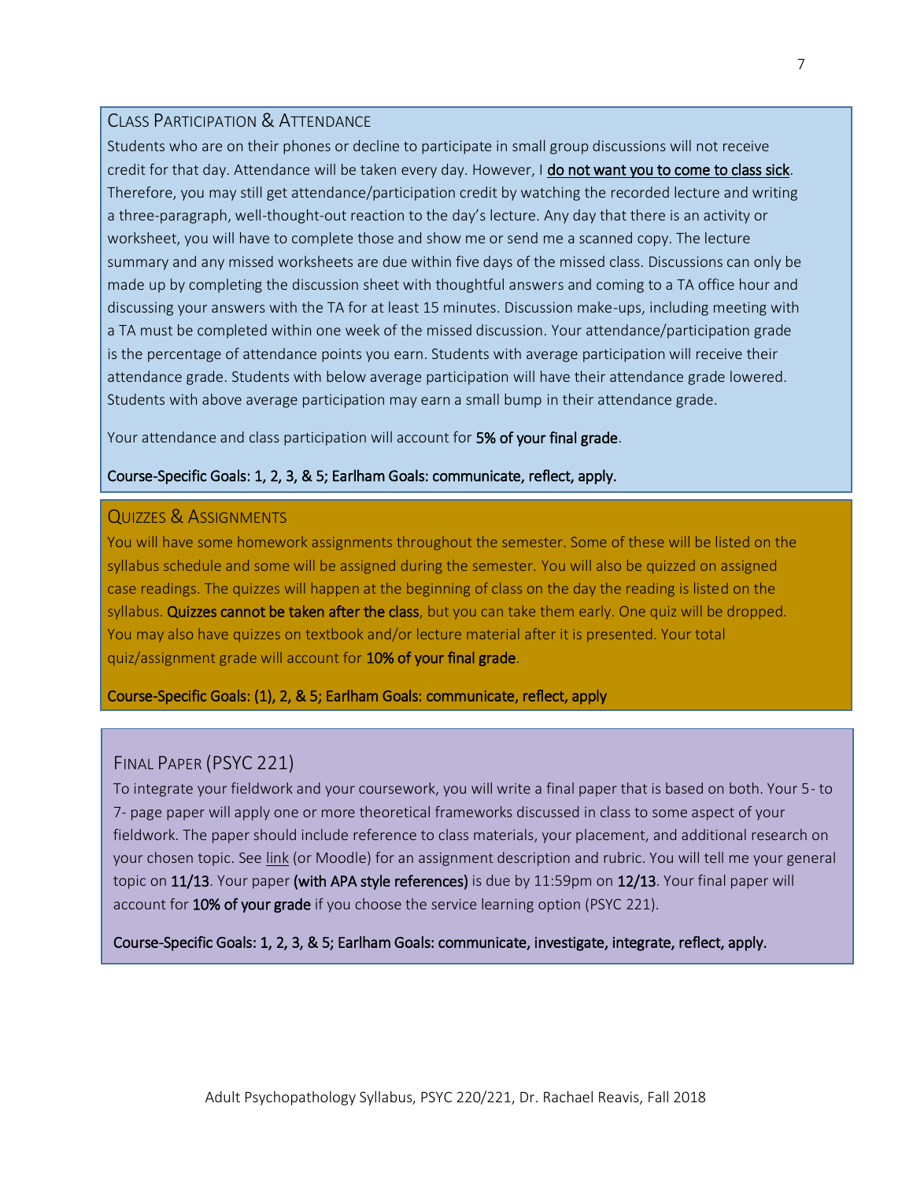### Class Participation & Attendance

Students who are on their phones or decline to participate in small group discussions will not receive credit for that day. Attendance will be taken every day. However, I **do not want you to come to class sick**. Therefore, you may still get attendance/participation credit by watching the recorded lecture and writing a three-paragraph, well-thought-out reaction to the day's lecture. Any day that there is an activity or worksheet, you will have to complete those and show me or send me a scanned copy. The lecture summary and any missed worksheets are due within five days of the missed class. Discussions can only be made up by completing the discussion sheet with thoughtful answers and coming to a TA office hour and discussing your answers with the TA for at least 15 minutes. Discussion make-ups, including meeting with a TA must be completed within one week of the missed discussion. Your attendance/participation grade is the percentage of attendance points you earn. Students with average participation will receive their attendance grade. Students with below average participation will have their attendance grade lowered. Students with above average participation may earn a small bump in their attendance grade.

Your attendance and class participation will account for **5% of your final grade**.

**Course-Specific Goals: 1, 2, 3, & 5; Earlham Goals: communicate, reflect, apply.**

### Quizzes & Assignments

You will have some homework assignments throughout the semester. Some of these will be listed on the syllabus schedule and some will be assigned during the semester. You will also be quizzed on assigned case readings. The quizzes will happen at the beginning of class on the day the reading is listed on the syllabus. **Quizzes cannot be taken after the class**, but you can take them early. One quiz will be dropped. You may also have quizzes on textbook and/or lecture material after it is presented. Your total quiz/assignment grade will account for **10% of your final grade**.

**Course-Specific Goals: (1), 2, & 5; Earlham Goals: communicate, reflect, apply**

### Final Paper (PSYC 221)

To integrate your fieldwork and your coursework, you will write a final paper that is based on both. Your 5- to 7- page paper will apply one or more theoretical frameworks discussed in class to some aspect of your fieldwork. The paper should include reference to class materials, your placement, and additional research on your chosen topic. See link (or Moodle) for an assignment description and rubric. You will tell me your general topic on **11/13**. Your paper **(with APA style references)** is due by 11:59pm on **12/13**. Your final paper will account for **10% of your grade** if you choose the service learning option (PSYC 221).

**Course-Specific Goals: 1, 2, 3, & 5; Earlham Goals: communicate, investigate, integrate, reflect, apply.**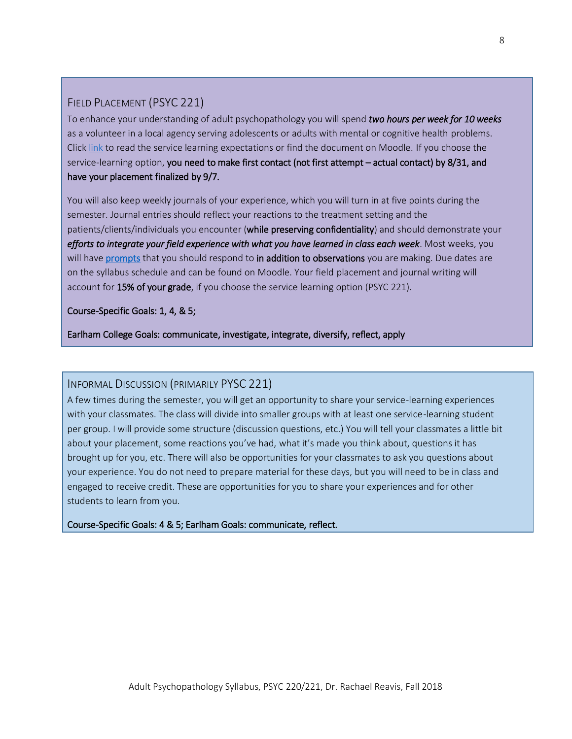## Field Placement (PSYC 221)

To enhance your understanding of adult psychopathology you will spend ***two hours per week for 10 weeks*** as a volunteer in a local agency serving adolescents or adults with mental or cognitive health problems. Click [link] to read the service learning expectations or find the document on Moodle. If you choose the service-learning option, **you need to make first contact (not first attempt – actual contact) by 8/31, and have your placement finalized by 9/7.**

You will also keep weekly journals of your experience, which you will turn in at five points during the semester. Journal entries should reflect your reactions to the treatment setting and the patients/clients/individuals you encounter (**while preserving confidentiality**) and should demonstrate your ***efforts to integrate your field experience with what you have learned in class each week***. Most weeks, you will have **prompts** that you should respond to **in addition to observations** you are making. Due dates are on the syllabus schedule and can be found on Moodle. Your field placement and journal writing will account for **15% of your grade**, if you choose the service learning option (PSYC 221).

**Course-Specific Goals: 1, 4, & 5;**

**Earlham College Goals: communicate, investigate, integrate, diversify, reflect, apply**

## Informal Discussion (primarily PYSC 221)

A few times during the semester, you will get an opportunity to share your service-learning experiences with your classmates. The class will divide into smaller groups with at least one service-learning student per group. I will provide some structure (discussion questions, etc.) You will tell your classmates a little bit about your placement, some reactions you've had, what it's made you think about, questions it has brought up for you, etc. There will also be opportunities for your classmates to ask you questions about your experience. You do not need to prepare material for these days, but you will need to be in class and engaged to receive credit. These are opportunities for you to share your experiences and for other students to learn from you.

**Course-Specific Goals: 4 & 5; Earlham Goals: communicate, reflect.**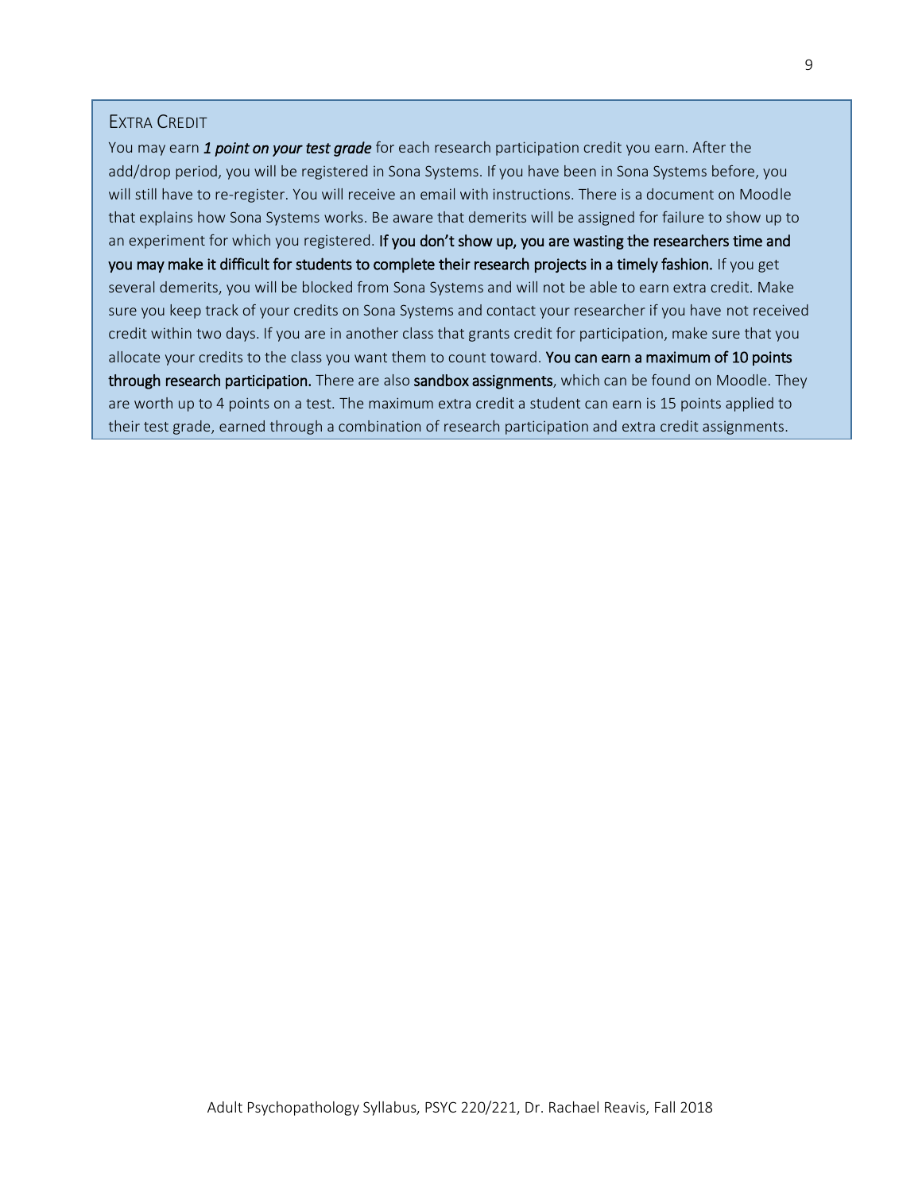## Extra Credit

You may earn ***1 point on your test grade*** for each research participation credit you earn. After the add/drop period, you will be registered in Sona Systems. If you have been in Sona Systems before, you will still have to re-register. You will receive an email with instructions. There is a document on Moodle that explains how Sona Systems works. Be aware that demerits will be assigned for failure to show up to an experiment for which you registered. **If you don't show up, you are wasting the researchers time and you may make it difficult for students to complete their research projects in a timely fashion.** If you get several demerits, you will be blocked from Sona Systems and will not be able to earn extra credit. Make sure you keep track of your credits on Sona Systems and contact your researcher if you have not received credit within two days. If you are in another class that grants credit for participation, make sure that you allocate your credits to the class you want them to count toward. **You can earn a maximum of 10 points through research participation.** There are also **sandbox assignments**, which can be found on Moodle. They are worth up to 4 points on a test. The maximum extra credit a student can earn is 15 points applied to their test grade, earned through a combination of research participation and extra credit assignments.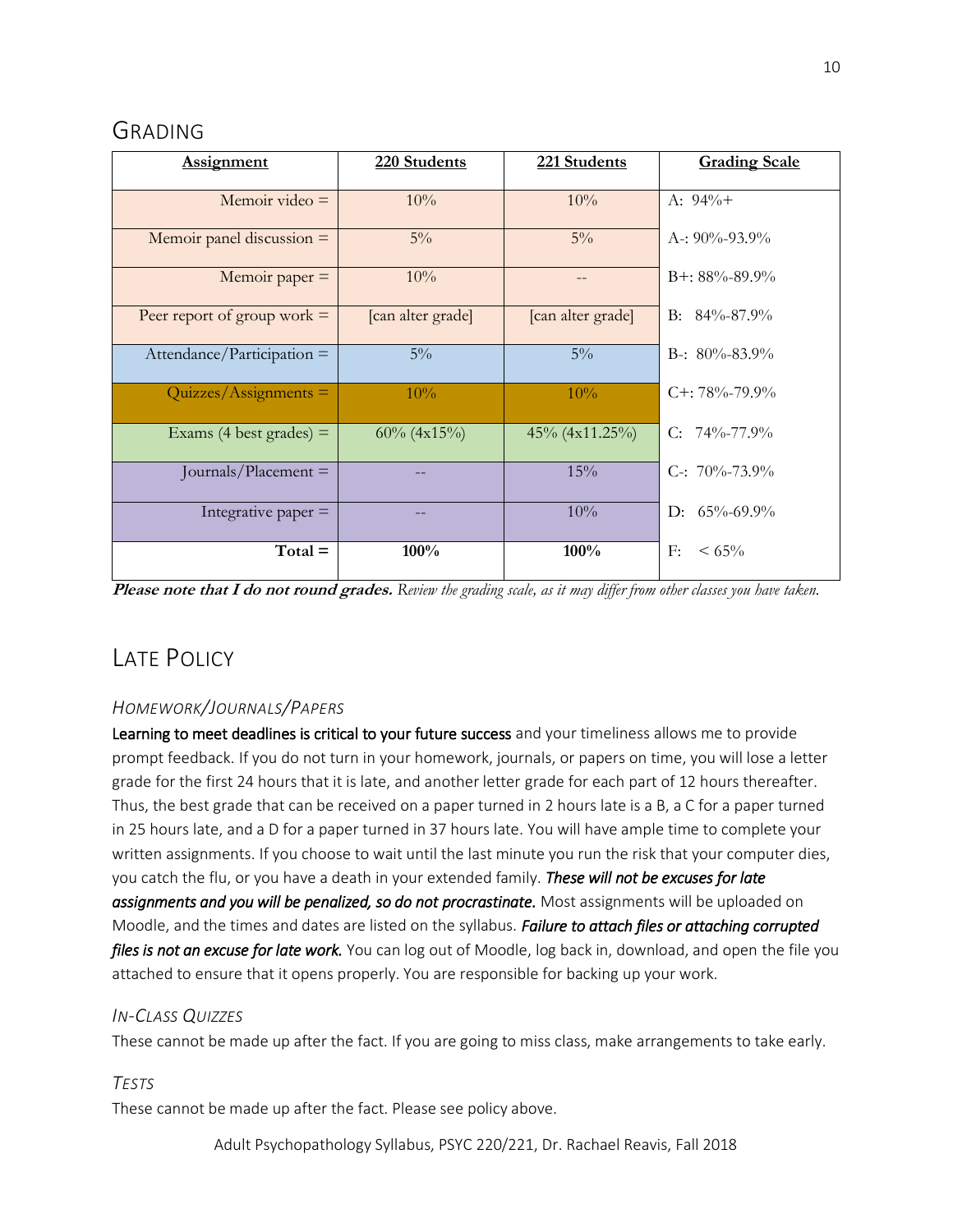## GRADING

| Assignment | 220 Students | 221 Students | Grading Scale |
|---|---|---|---|
| Memoir video = | 10% | 10% | A: 94%+ |
| Memoir panel discussion = | 5% | 5% | A-: 90%-93.9% |
| Memoir paper = | 10% | -- | B+: 88%-89.9% |
| Peer report of group work = | [can alter grade] | [can alter grade] | B: 84%-87.9% |
| Attendance/Participation = | 5% | 5% | B-: 80%-83.9% |
| Quizzes/Assignments = | 10% | 10% | C+: 78%-79.9% |
| Exams (4 best grades) = | 60% (4x15%) | 45% (4x11.25%) | C: 74%-77.9% |
| Journals/Placement = | -- | 15% | C-: 70%-73.9% |
| Integrative paper = | -- | 10% | D: 65%-69.9% |
| **Total =** | **100%** | **100%** | F: < 65% |

***Please note that I do not round grades.*** *Review the grading scale, as it may differ from other classes you have taken.*

## LATE POLICY

### *HOMEWORK/JOURNALS/PAPERS*

**Learning to meet deadlines is critical to your future success** and your timeliness allows me to provide prompt feedback. If you do not turn in your homework, journals, or papers on time, you will lose a letter grade for the first 24 hours that it is late, and another letter grade for each part of 12 hours thereafter. Thus, the best grade that can be received on a paper turned in 2 hours late is a B, a C for a paper turned in 25 hours late, and a D for a paper turned in 37 hours late. You will have ample time to complete your written assignments. If you choose to wait until the last minute you run the risk that your computer dies, you catch the flu, or you have a death in your extended family. ***These will not be excuses for late assignments and you will be penalized, so do not procrastinate.*** Most assignments will be uploaded on Moodle, and the times and dates are listed on the syllabus. ***Failure to attach files or attaching corrupted files is not an excuse for late work.*** You can log out of Moodle, log back in, download, and open the file you attached to ensure that it opens properly. You are responsible for backing up your work.

### *IN-CLASS QUIZZES*

These cannot be made up after the fact. If you are going to miss class, make arrangements to take early.

### *TESTS*

These cannot be made up after the fact. Please see policy above.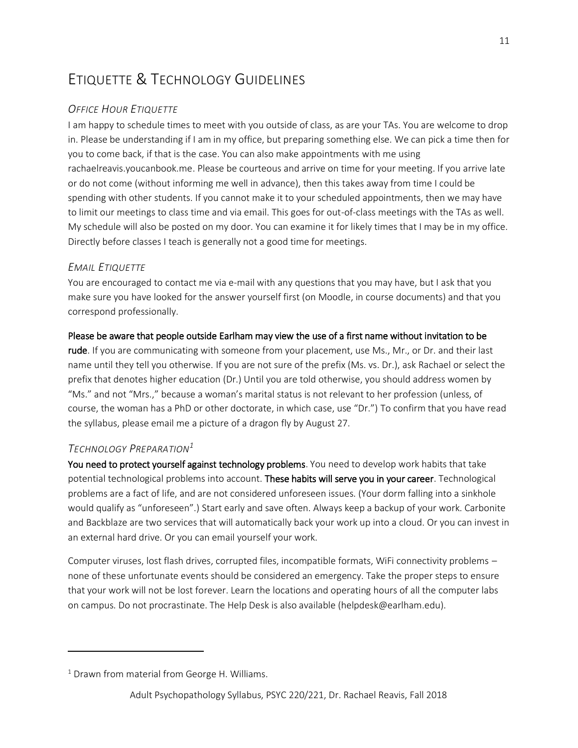# Etiquette & Technology Guidelines

## *Office Hour Etiquette*

I am happy to schedule times to meet with you outside of class, as are your TAs. You are welcome to drop in. Please be understanding if I am in my office, but preparing something else. We can pick a time then for you to come back, if that is the case. You can also make appointments with me using rachaelreavis.youcanbook.me. Please be courteous and arrive on time for your meeting. If you arrive late or do not come (without informing me well in advance), then this takes away from time I could be spending with other students. If you cannot make it to your scheduled appointments, then we may have to limit our meetings to class time and via email. This goes for out-of-class meetings with the TAs as well. My schedule will also be posted on my door. You can examine it for likely times that I may be in my office. Directly before classes I teach is generally not a good time for meetings.

## *Email Etiquette*

You are encouraged to contact me via e-mail with any questions that you may have, but I ask that you make sure you have looked for the answer yourself first (on Moodle, in course documents) and that you correspond professionally.

**Please be aware that people outside Earlham may view the use of a first name without invitation to be rude**. If you are communicating with someone from your placement, use Ms., Mr., or Dr. and their last name until they tell you otherwise. If you are not sure of the prefix (Ms. vs. Dr.), ask Rachael or select the prefix that denotes higher education (Dr.) Until you are told otherwise, you should address women by "Ms." and not "Mrs.," because a woman's marital status is not relevant to her profession (unless, of course, the woman has a PhD or other doctorate, in which case, use "Dr.") To confirm that you have read the syllabus, please email me a picture of a dragon fly by August 27.

## *Technology Preparation*[1]

**You need to protect yourself against technology problems**. You need to develop work habits that take potential technological problems into account. **These habits will serve you in your career**. Technological problems are a fact of life, and are not considered unforeseen issues. (Your dorm falling into a sinkhole would qualify as "unforeseen".) Start early and save often. Always keep a backup of your work. Carbonite and Backblaze are two services that will automatically back your work up into a cloud. Or you can invest in an external hard drive. Or you can email yourself your work.

Computer viruses, lost flash drives, corrupted files, incompatible formats, WiFi connectivity problems – none of these unfortunate events should be considered an emergency. Take the proper steps to ensure that your work will not be lost forever. Learn the locations and operating hours of all the computer labs on campus. Do not procrastinate. The Help Desk is also available (helpdesk@earlham.edu).

---

[1] Drawn from material from George H. Williams.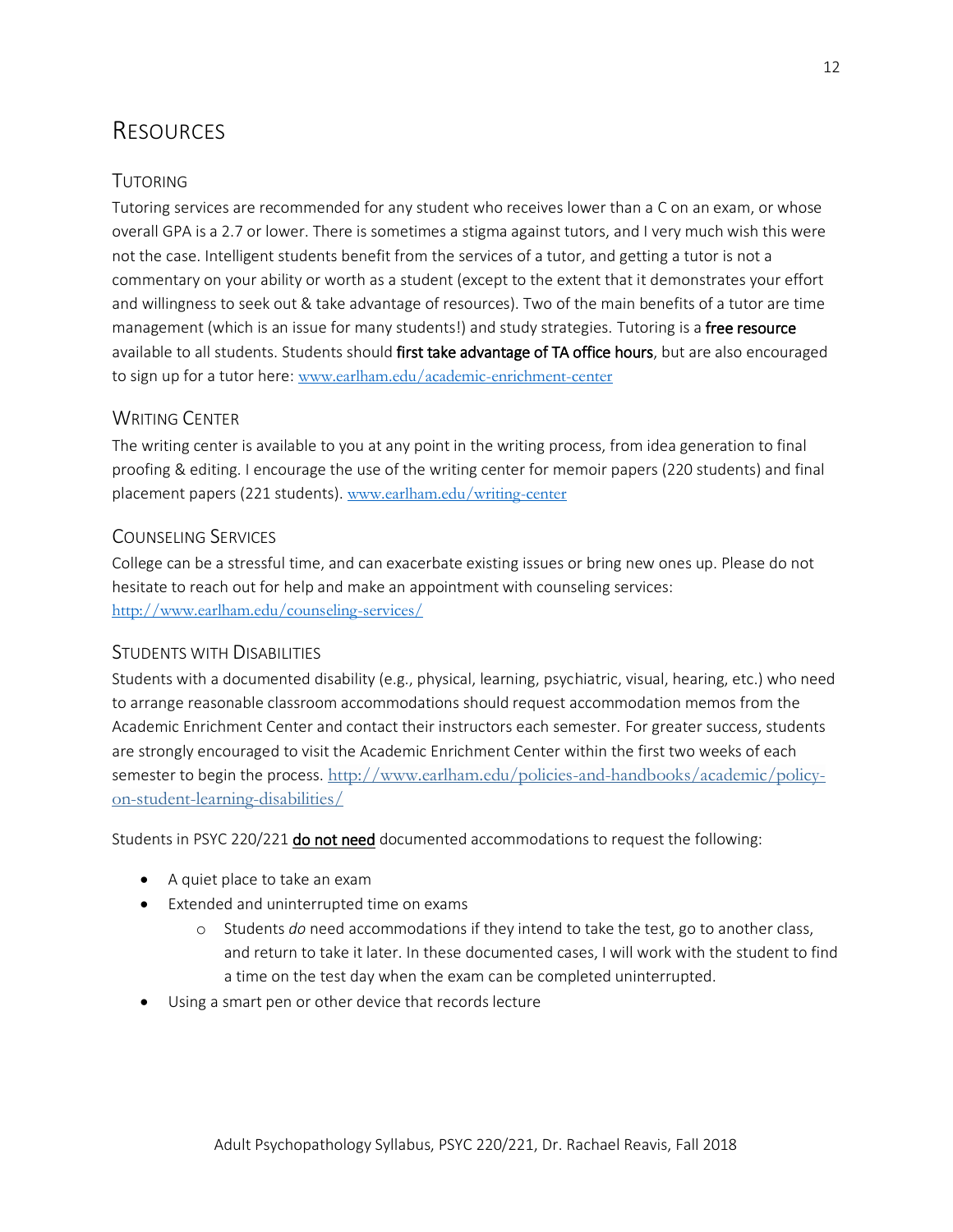# Resources

## Tutoring

Tutoring services are recommended for any student who receives lower than a C on an exam, or whose overall GPA is a 2.7 or lower. There is sometimes a stigma against tutors, and I very much wish this were not the case. Intelligent students benefit from the services of a tutor, and getting a tutor is not a commentary on your ability or worth as a student (except to the extent that it demonstrates your effort and willingness to seek out & take advantage of resources). Two of the main benefits of a tutor are time management (which is an issue for many students!) and study strategies. Tutoring is a **free resource** available to all students. Students should **first take advantage of TA office hours**, but are also encouraged to sign up for a tutor here: www.earlham.edu/academic-enrichment-center

## Writing Center

The writing center is available to you at any point in the writing process, from idea generation to final proofing & editing. I encourage the use of the writing center for memoir papers (220 students) and final placement papers (221 students). www.earlham.edu/writing-center

## Counseling Services

College can be a stressful time, and can exacerbate existing issues or bring new ones up. Please do not hesitate to reach out for help and make an appointment with counseling services: http://www.earlham.edu/counseling-services/

## Students with Disabilities

Students with a documented disability (e.g., physical, learning, psychiatric, visual, hearing, etc.) who need to arrange reasonable classroom accommodations should request accommodation memos from the Academic Enrichment Center and contact their instructors each semester. For greater success, students are strongly encouraged to visit the Academic Enrichment Center within the first two weeks of each semester to begin the process. http://www.earlham.edu/policies-and-handbooks/academic/policy-on-student-learning-disabilities/

Students in PSYC 220/221 <u>**do not need**</u> documented accommodations to request the following:

- A quiet place to take an exam
- Extended and uninterrupted time on exams
  - Students *do* need accommodations if they intend to take the test, go to another class, and return to take it later. In these documented cases, I will work with the student to find a time on the test day when the exam can be completed uninterrupted.
- Using a smart pen or other device that records lecture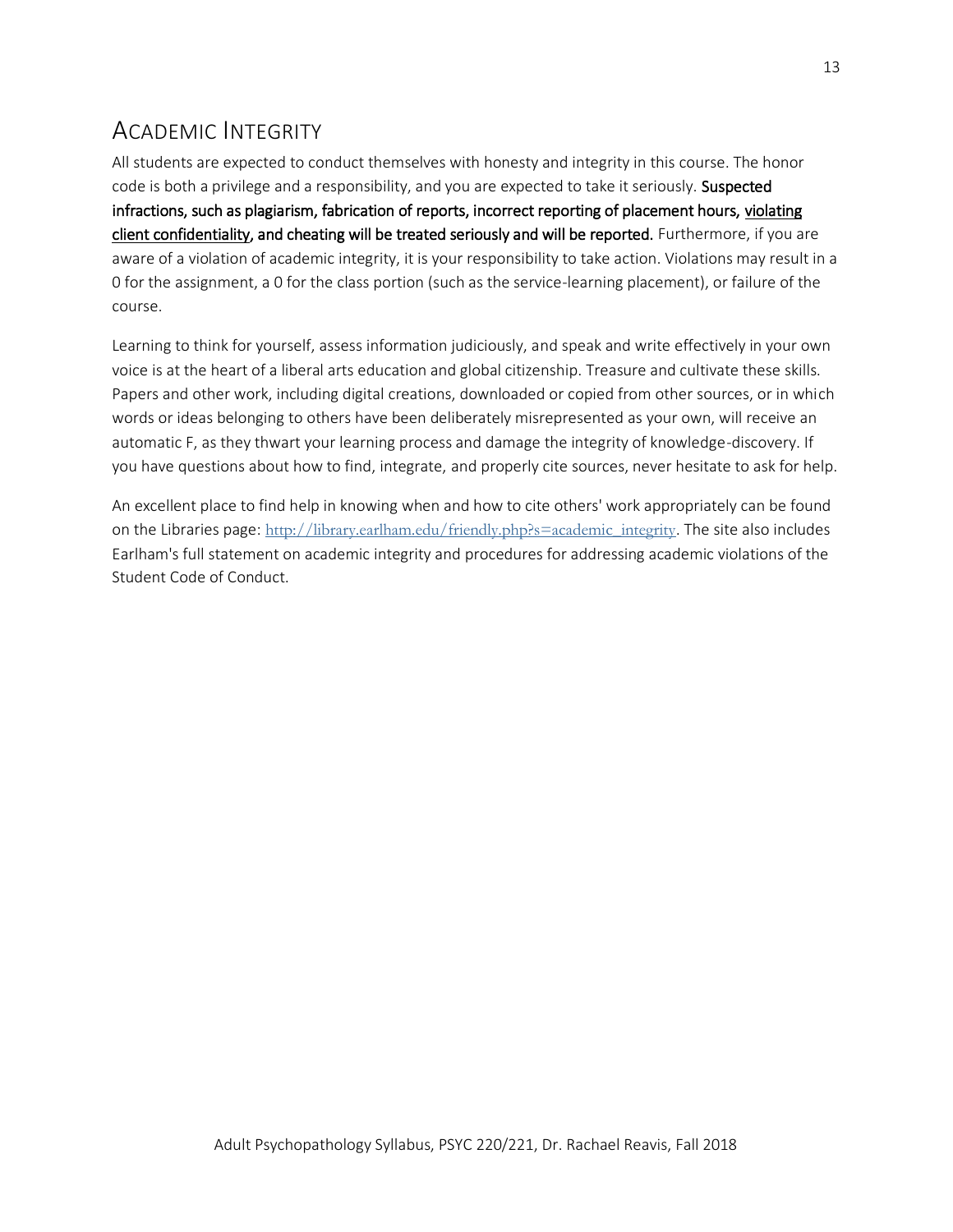## Academic Integrity

All students are expected to conduct themselves with honesty and integrity in this course. The honor code is both a privilege and a responsibility, and you are expected to take it seriously. **Suspected infractions, such as plagiarism, fabrication of reports, incorrect reporting of placement hours, <u>violating client confidentiality</u>, and cheating will be treated seriously and will be reported.** Furthermore, if you are aware of a violation of academic integrity, it is your responsibility to take action. Violations may result in a 0 for the assignment, a 0 for the class portion (such as the service-learning placement), or failure of the course.

Learning to think for yourself, assess information judiciously, and speak and write effectively in your own voice is at the heart of a liberal arts education and global citizenship. Treasure and cultivate these skills. Papers and other work, including digital creations, downloaded or copied from other sources, or in which words or ideas belonging to others have been deliberately misrepresented as your own, will receive an automatic F, as they thwart your learning process and damage the integrity of knowledge-discovery. If you have questions about how to find, integrate, and properly cite sources, never hesitate to ask for help.

An excellent place to find help in knowing when and how to cite others' work appropriately can be found on the Libraries page: http://library.earlham.edu/friendly.php?s=academic_integrity. The site also includes Earlham's full statement on academic integrity and procedures for addressing academic violations of the Student Code of Conduct.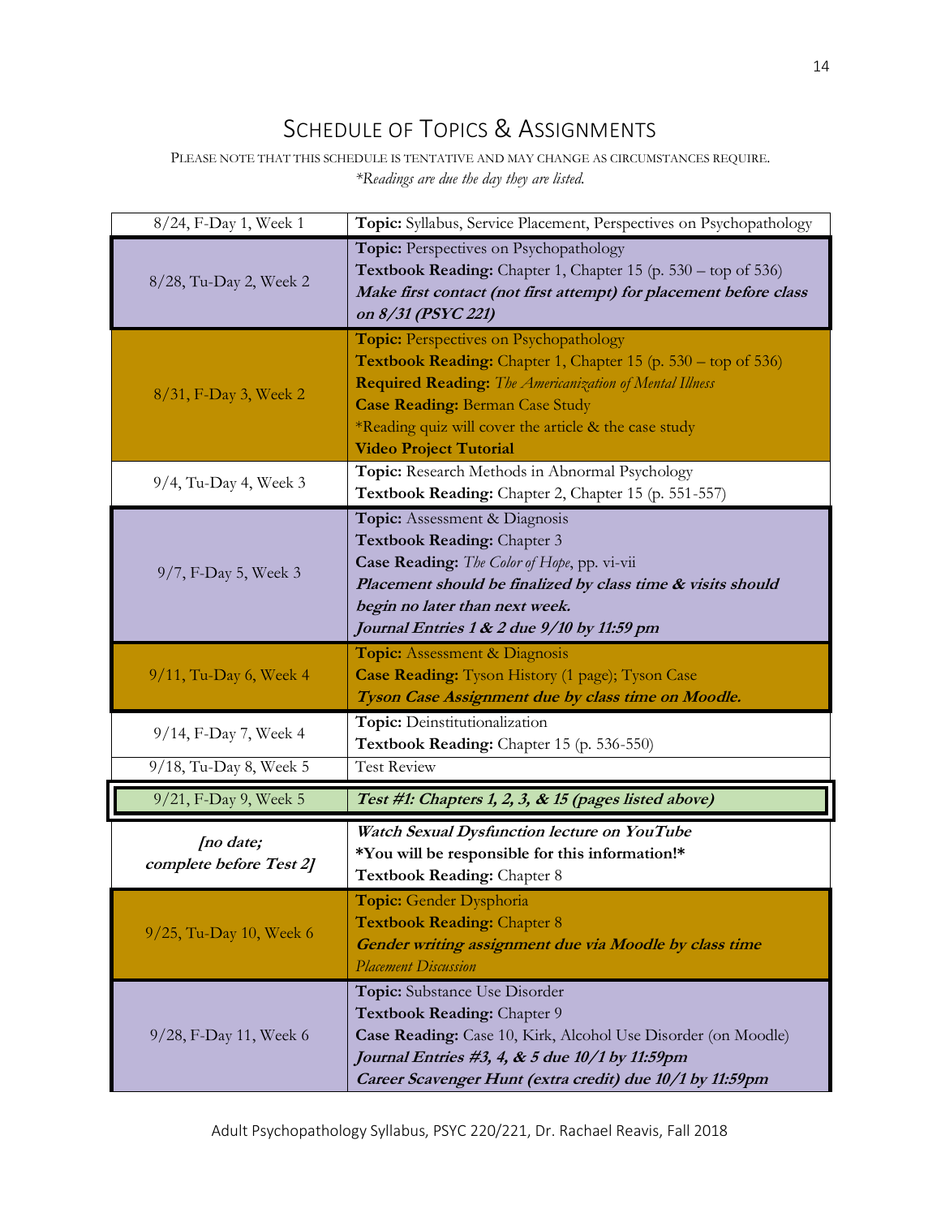# SCHEDULE OF TOPICS & ASSIGNMENTS

PLEASE NOTE THAT THIS SCHEDULE IS TENTATIVE AND MAY CHANGE AS CIRCUMSTANCES REQUIRE.

*\*Readings are due the day they are listed.*

| Date | Topics & Assignments |
|---|---|
| 8/24, F-Day 1, Week 1 | **Topic:** Syllabus, Service Placement, Perspectives on Psychopathology |
| 8/28, Tu-Day 2, Week 2 | **Topic:** Perspectives on Psychopathology<br>**Textbook Reading:** Chapter 1, Chapter 15 (p. 530 – top of 536)<br>***Make first contact (not first attempt) for placement before class on 8/31 (PSYC 221)*** |
| 8/31, F-Day 3, Week 2 | **Topic:** Perspectives on Psychopathology<br>**Textbook Reading:** Chapter 1, Chapter 15 (p. 530 – top of 536)<br>**Required Reading:** *The Americanization of Mental Illness*<br>**Case Reading:** Berman Case Study<br>*Reading quiz will cover the article & the case study<br>**Video Project Tutorial** |
| 9/4, Tu-Day 4, Week 3 | **Topic:** Research Methods in Abnormal Psychology<br>**Textbook Reading:** Chapter 2, Chapter 15 (p. 551-557) |
| 9/7, F-Day 5, Week 3 | **Topic:** Assessment & Diagnosis<br>**Textbook Reading:** Chapter 3<br>**Case Reading:** *The Color of Hope*, pp. vi-vii<br>***Placement should be finalized by class time & visits should begin no later than next week.***<br>***Journal Entries 1 & 2 due 9/10 by 11:59 pm*** |
| 9/11, Tu-Day 6, Week 4 | **Topic:** Assessment & Diagnosis<br>**Case Reading:** Tyson History (1 page); Tyson Case<br>***Tyson Case Assignment due by class time on Moodle.*** |
| 9/14, F-Day 7, Week 4 | **Topic:** Deinstitutionalization<br>**Textbook Reading:** Chapter 15 (p. 536-550) |
| 9/18, Tu-Day 8, Week 5 | Test Review |
| 9/21, F-Day 9, Week 5 | ***Test #1: Chapters 1, 2, 3, & 15 (pages listed above)*** |
| ***[no date; complete before Test 2]*** | ***Watch Sexual Dysfunction lecture on YouTube***<br>**\*You will be responsible for this information!\***<br>**Textbook Reading:** Chapter 8 |
| 9/25, Tu-Day 10, Week 6 | **Topic:** Gender Dysphoria<br>**Textbook Reading:** Chapter 8<br>***Gender writing assignment due via Moodle by class time***<br>*Placement Discussion* |
| 9/28, F-Day 11, Week 6 | **Topic:** Substance Use Disorder<br>**Textbook Reading:** Chapter 9<br>**Case Reading:** Case 10, Kirk, Alcohol Use Disorder (on Moodle)<br>***Journal Entries #3, 4, & 5 due 10/1 by 11:59pm***<br>***Career Scavenger Hunt (extra credit) due 10/1 by 11:59pm*** |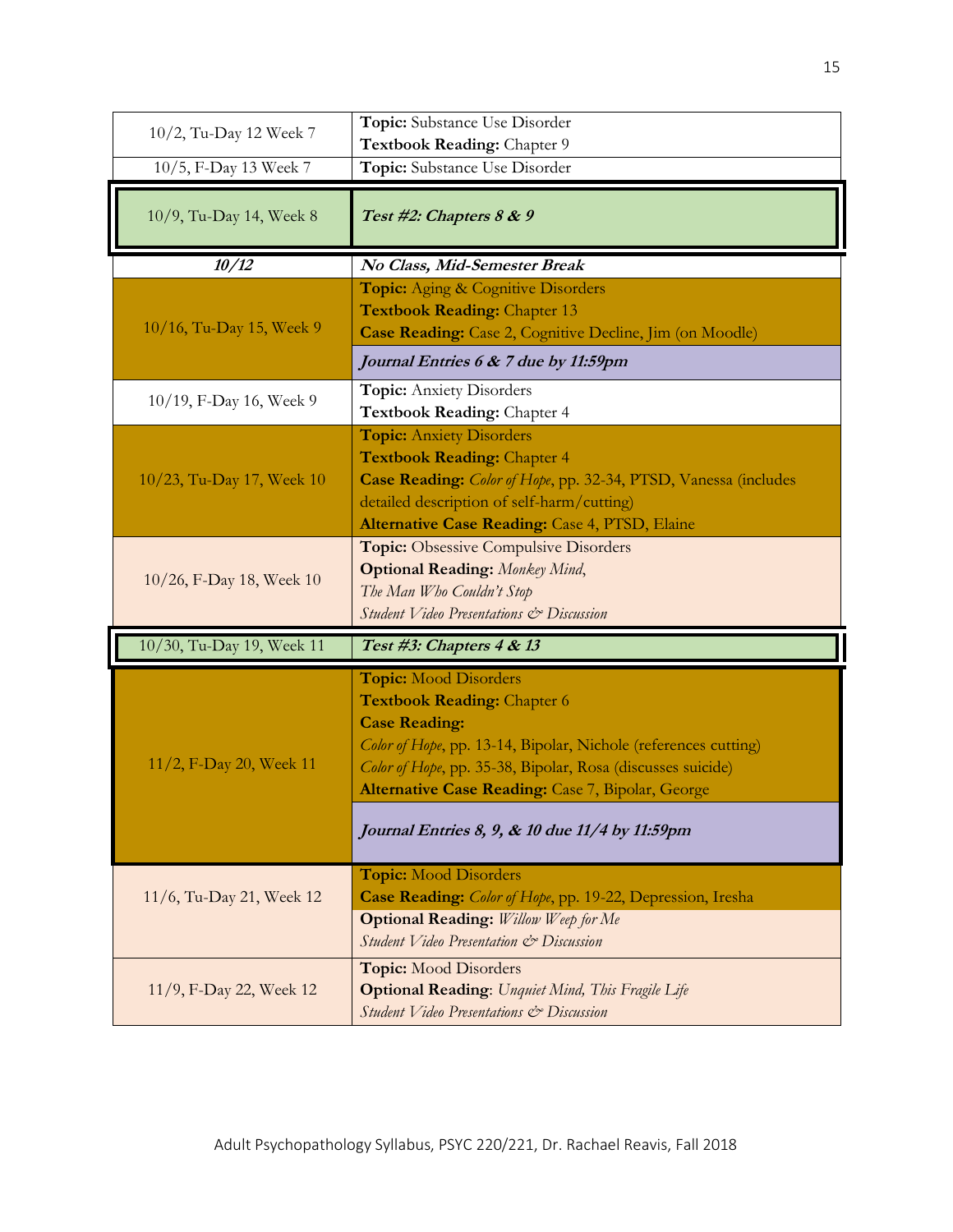| | |
|---|---|
| 10/2, Tu-Day 12 Week 7 | **Topic:** Substance Use Disorder<br>**Textbook Reading:** Chapter 9 |
| 10/5, F-Day 13 Week 7 | **Topic:** Substance Use Disorder |
| 10/9, Tu-Day 14, Week 8 | ***Test #2: Chapters 8 & 9*** |
| ***10/12*** | ***No Class, Mid-Semester Break*** |
| 10/16, Tu-Day 15, Week 9 | **Topic:** Aging & Cognitive Disorders<br>**Textbook Reading:** Chapter 13<br>**Case Reading:** Case 2, Cognitive Decline, Jim (on Moodle)<br>***Journal Entries 6 & 7 due by 11:59pm*** |
| 10/19, F-Day 16, Week 9 | **Topic:** Anxiety Disorders<br>**Textbook Reading:** Chapter 4 |
| 10/23, Tu-Day 17, Week 10 | **Topic:** Anxiety Disorders<br>**Textbook Reading:** Chapter 4<br>**Case Reading:** *Color of Hope*, pp. 32-34, PTSD, Vanessa (includes detailed description of self-harm/cutting)<br>**Alternative Case Reading:** Case 4, PTSD, Elaine |
| 10/26, F-Day 18, Week 10 | **Topic:** Obsessive Compulsive Disorders<br>**Optional Reading:** *Monkey Mind*,<br>*The Man Who Couldn't Stop*<br>*Student Video Presentations & Discussion* |
| 10/30, Tu-Day 19, Week 11 | ***Test #3: Chapters 4 & 13*** |
| 11/2, F-Day 20, Week 11 | **Topic:** Mood Disorders<br>**Textbook Reading:** Chapter 6<br>**Case Reading:**<br>*Color of Hope*, pp. 13-14, Bipolar, Nichole (references cutting)<br>*Color of Hope*, pp. 35-38, Bipolar, Rosa (discusses suicide)<br>**Alternative Case Reading:** Case 7, Bipolar, George<br>***Journal Entries 8, 9, & 10 due 11/4 by 11:59pm*** |
| 11/6, Tu-Day 21, Week 12 | **Topic:** Mood Disorders<br>**Case Reading:** *Color of Hope*, pp. 19-22, Depression, Iresha<br>**Optional Reading:** *Willow Weep for Me*<br>*Student Video Presentation & Discussion* |
| 11/9, F-Day 22, Week 12 | **Topic:** Mood Disorders<br>**Optional Reading**: *Unquiet Mind, This Fragile Life*<br>*Student Video Presentations & Discussion* |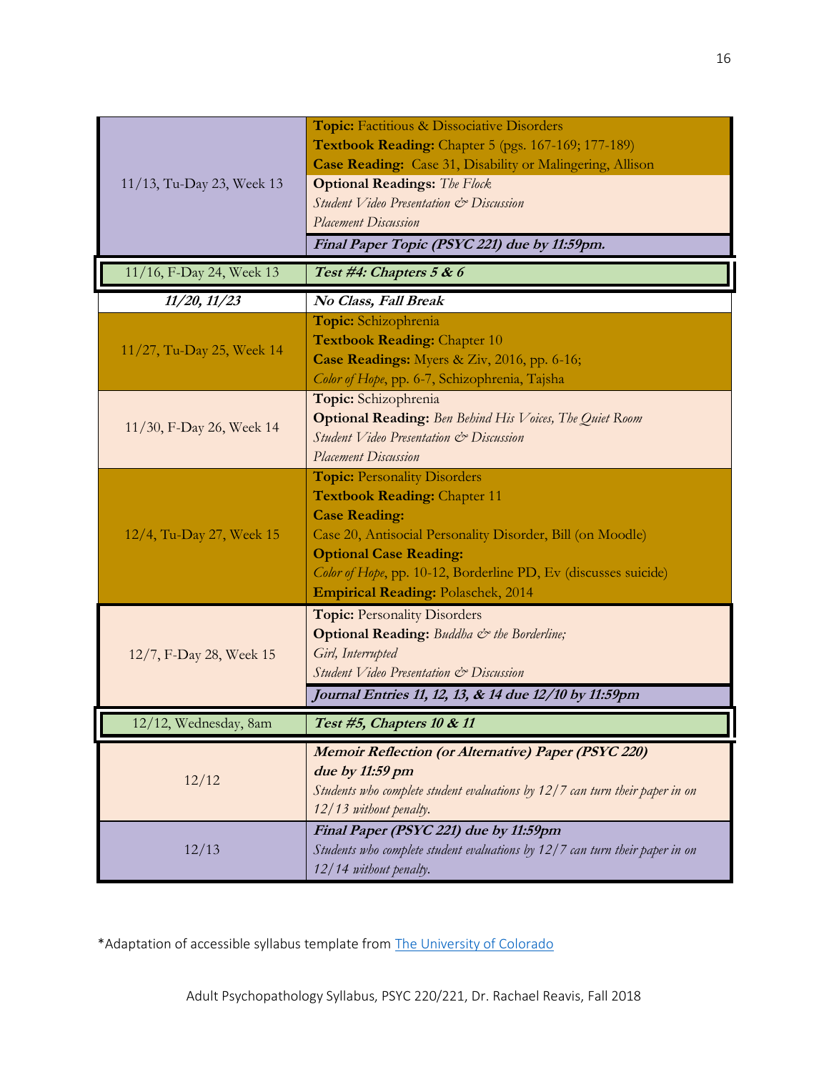| | |
|---|---|
| 11/13, Tu-Day 23, Week 13 | **Topic:** Factitious & Dissociative Disorders<br>**Textbook Reading:** Chapter 5 (pgs. 167-169; 177-189)<br>**Case Reading:** Case 31, Disability or Malingering, Allison<br>**Optional Readings:** *The Flock*<br>*Student Video Presentation & Discussion*<br>*Placement Discussion*<br>***Final Paper Topic (PSYC 221) due by 11:59pm.*** |
| 11/16, F-Day 24, Week 13 | ***Test #4: Chapters 5 & 6*** |
| ***11/20, 11/23*** | ***No Class, Fall Break*** |
| 11/27, Tu-Day 25, Week 14 | **Topic:** Schizophrenia<br>**Textbook Reading:** Chapter 10<br>**Case Readings:** Myers & Ziv, 2016, pp. 6-16;<br>*Color of Hope*, pp. 6-7, Schizophrenia, Tajsha |
| 11/30, F-Day 26, Week 14 | **Topic:** Schizophrenia<br>**Optional Reading:** *Ben Behind His Voices, The Quiet Room*<br>*Student Video Presentation & Discussion*<br>*Placement Discussion* |
| 12/4, Tu-Day 27, Week 15 | **Topic:** Personality Disorders<br>**Textbook Reading:** Chapter 11<br>**Case Reading:**<br>Case 20, Antisocial Personality Disorder, Bill (on Moodle)<br>**Optional Case Reading:**<br>*Color of Hope*, pp. 10-12, Borderline PD, Ev (discusses suicide)<br>**Empirical Reading:** Polaschek, 2014 |
| 12/7, F-Day 28, Week 15 | **Topic:** Personality Disorders<br>**Optional Reading:** *Buddha & the Borderline;*<br>*Girl, Interrupted*<br>*Student Video Presentation & Discussion*<br>***Journal Entries 11, 12, 13, & 14 due 12/10 by 11:59pm*** |
| 12/12, Wednesday, 8am | ***Test #5, Chapters 10 & 11*** |
| 12/12 | ***Memoir Reflection (or Alternative) Paper (PSYC 220) due by 11:59 pm***<br>*Students who complete student evaluations by 12/7 can turn their paper in on 12/13 without penalty.* |
| 12/13 | ***Final Paper (PSYC 221) due by 11:59pm***<br>*Students who complete student evaluations by 12/7 can turn their paper in on 12/14 without penalty.* |

*Adaptation of accessible syllabus template from [The University of Colorado]()